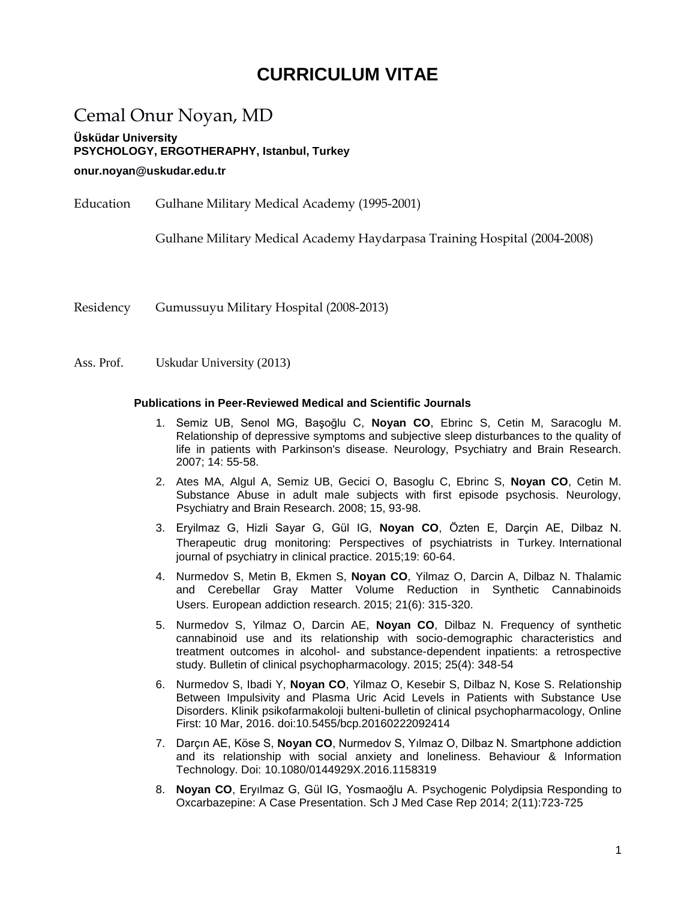# CURRICULUM VITAE

## Cemal Onur Noyan, MD

**Üsküdar University**
**PSYCHOLOGY, ERGOTHERAPHY, Istanbul, Turkey**

**onur.noyan@uskudar.edu.tr**

Education Gulhane Military Medical Academy (1995-2001)

Gulhane Military Medical Academy Haydarpasa Training Hospital (2004-2008)

Residency Gumussuyu Military Hospital (2008-2013)

Ass. Prof. Uskudar University (2013)

### Publications in Peer-Reviewed Medical and Scientific Journals

1. Semiz UB, Senol MG, Başoğlu C, **Noyan CO**, Ebrinc S, Cetin M, Saracoglu M. Relationship of depressive symptoms and subjective sleep disturbances to the quality of life in patients with Parkinson's disease. Neurology, Psychiatry and Brain Research. 2007; 14: 55-58.
2. Ates MA, Algul A, Semiz UB, Gecici O, Basoglu C, Ebrinc S, **Noyan CO**, Cetin M. Substance Abuse in adult male subjects with first episode psychosis. Neurology, Psychiatry and Brain Research. 2008; 15, 93-98.
3. Eryilmaz G, Hizli Sayar G, Gül IG, **Noyan CO**, Özten E, Darçin AE, Dilbaz N. Therapeutic drug monitoring: Perspectives of psychiatrists in Turkey. International journal of psychiatry in clinical practice. 2015;19: 60-64.
4. Nurmedov S, Metin B, Ekmen S, **Noyan CO**, Yilmaz O, Darcin A, Dilbaz N. Thalamic and Cerebellar Gray Matter Volume Reduction in Synthetic Cannabinoids Users. European addiction research. 2015; 21(6): 315-320.
5. Nurmedov S, Yilmaz O, Darcin AE, **Noyan CO**, Dilbaz N. Frequency of synthetic cannabinoid use and its relationship with socio-demographic characteristics and treatment outcomes in alcohol- and substance-dependent inpatients: a retrospective study. Bulletin of clinical psychopharmacology. 2015; 25(4): 348-54
6. Nurmedov S, Ibadi Y, **Noyan CO**, Yilmaz O, Kesebir S, Dilbaz N, Kose S. Relationship Between Impulsivity and Plasma Uric Acid Levels in Patients with Substance Use Disorders. Klinik psikofarmakoloji bulteni-bulletin of clinical psychopharmacology, Online First: 10 Mar, 2016. doi:10.5455/bcp.20160222092414
7. Darçın AE, Köse S, **Noyan CO**, Nurmedov S, Yılmaz O, Dilbaz N. Smartphone addiction and its relationship with social anxiety and loneliness. Behaviour & Information Technology. Doi: 10.1080/0144929X.2016.1158319
8. **Noyan CO**, Eryılmaz G, Gül IG, Yosmaoğlu A. Psychogenic Polydipsia Responding to Oxcarbazepine: A Case Presentation. Sch J Med Case Rep 2014; 2(11):723-725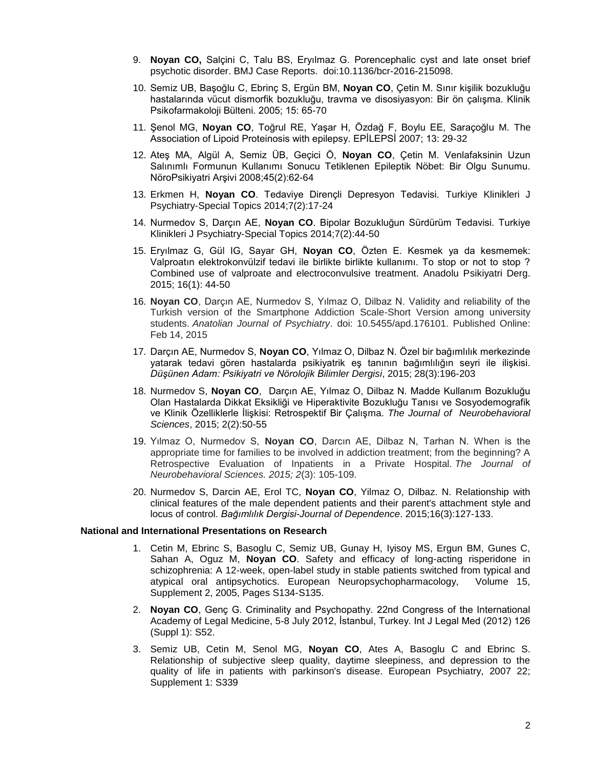9. **Noyan CO,** Salçini C, Talu BS, Eryılmaz G. Porencephalic cyst and late onset brief psychotic disorder. BMJ Case Reports. doi:10.1136/bcr-2016-215098.
10. Semiz UB, Başoğlu C, Ebrinç S, Ergün BM, **Noyan CO**, Çetin M. Sınır kişilik bozukluğu hastalarında vücut dismorfik bozukluğu, travma ve disosiyasyon: Bir ön çalışma. Klinik Psikofarmakoloji Bülteni. 2005; 15: 65-70
11. Şenol MG, **Noyan CO**, Toğrul RE, Yaşar H, Özdağ F, Boylu EE, Saraçoğlu M. The Association of Lipoid Proteinosis with epilepsy. EPİLEPSİ 2007; 13: 29-32
12. Ateş MA, Algül A, Semiz ÜB, Geçici Ö, **Noyan CO**, Çetin M. Venlafaksinin Uzun Salınımlı Formunun Kullanımı Sonucu Tetiklenen Epileptik Nöbet: Bir Olgu Sunumu. NöroPsikiyatri Arşivi 2008;45(2):62-64
13. Erkmen H, **Noyan CO**. Tedaviye Dirençli Depresyon Tedavisi. Turkiye Klinikleri J Psychiatry-Special Topics 2014;7(2):17-24
14. Nurmedov S, Darçın AE, **Noyan CO**. Bipolar Bozukluğun Sürdürüm Tedavisi. Turkiye Klinikleri J Psychiatry-Special Topics 2014;7(2):44-50
15. Eryılmaz G, Gül IG, Sayar GH, **Noyan CO**, Özten E. Kesmek ya da kesmemek: Valproatın elektrokonvülzif tedavi ile birlikte birlikte kullanımı. To stop or not to stop ? Combined use of valproate and electroconvulsive treatment. Anadolu Psikiyatri Derg. 2015; 16(1): 44-50
16. **Noyan CO**, Darçın AE, Nurmedov S, Yılmaz O, Dilbaz N. Validity and reliability of the Turkish version of the Smartphone Addiction Scale-Short Version among university students. *Anatolian Journal of Psychiatry*. doi: 10.5455/apd.176101. Published Online: Feb 14, 2015
17. Darçın AE, Nurmedov S, **Noyan CO**, Yılmaz O, Dilbaz N. Özel bir bağımlılık merkezinde yatarak tedavi gören hastalarda psikiyatrik eş tanının bağımlılığın seyri ile ilişkisi. *Düşünen Adam: Psikiyatri ve Nörolojik Bilimler Dergisi*, 2015; 28(3):196-203
18. Nurmedov S, **Noyan CO**, Darçın AE, Yılmaz O, Dilbaz N. Madde Kullanım Bozukluğu Olan Hastalarda Dikkat Eksikliği ve Hiperaktivite Bozukluğu Tanısı ve Sosyodemografik ve Klinik Özelliklerle İlişkisi: Retrospektif Bir Çalışma. *The Journal of Neurobehavioral Sciences*, 2015; 2(2):50-55
19. Yılmaz O, Nurmedov S, **Noyan CO**, Darcın AE, Dilbaz N, Tarhan N. When is the appropriate time for families to be involved in addiction treatment; from the beginning? A Retrospective Evaluation of Inpatients in a Private Hospital. *The Journal of Neurobehavioral Sciences. 2015; 2*(3): 105-109.
20. Nurmedov S, Darcin AE, Erol TC, **Noyan CO**, Yilmaz O, Dilbaz. N. Relationship with clinical features of the male dependent patients and their parent's attachment style and locus of control. *Bağımlılık Dergisi-Journal of Dependence*. 2015;16(3):127-133.

**National and International Presentations on Research**

1. Cetin M, Ebrinc S, Basoglu C, Semiz UB, Gunay H, Iyisoy MS, Ergun BM, Gunes C, Sahan A, Oguz M, **Noyan CO**. Safety and efficacy of long-acting risperidone in schizophrenia: A 12-week, open-label study in stable patients switched from typical and atypical oral antipsychotics. European Neuropsychopharmacology, Volume 15, Supplement 2, 2005, Pages S134-S135.
2. **Noyan CO**, Genç G. Criminality and Psychopathy. 22nd Congress of the International Academy of Legal Medicine, 5-8 July 2012, İstanbul, Turkey. Int J Legal Med (2012) 126 (Suppl 1): S52.
3. Semiz UB, Cetin M, Senol MG, **Noyan CO**, Ates A, Basoglu C and Ebrinc S. Relationship of subjective sleep quality, daytime sleepiness, and depression to the quality of life in patients with parkinson's disease. European Psychiatry, 2007 22; Supplement 1: S339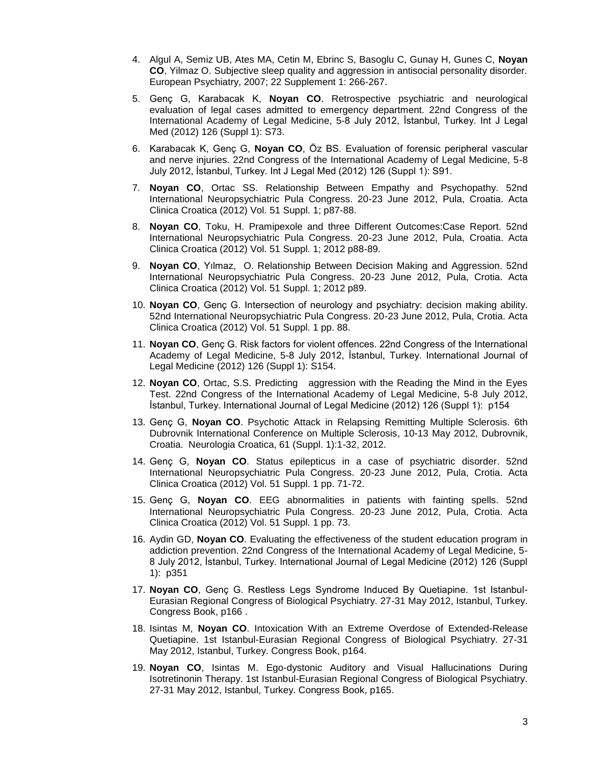4. Algul A, Semiz UB, Ates MA, Cetin M, Ebrinc S, Basoglu C, Gunay H, Gunes C, **Noyan CO**, Yilmaz O. Subjective sleep quality and aggression in antisocial personality disorder. European Psychiatry, 2007; 22 Supplement 1: 266-267.
5. Genç G, Karabacak K, **Noyan CO**. Retrospective psychiatric and neurological evaluation of legal cases admitted to emergency department. 22nd Congress of the International Academy of Legal Medicine, 5-8 July 2012, İstanbul, Turkey. Int J Legal Med (2012) 126 (Suppl 1): S73.
6. Karabacak K, Genç G, **Noyan CO**, Öz BS. Evaluation of forensic peripheral vascular and nerve injuries. 22nd Congress of the International Academy of Legal Medicine, 5-8 July 2012, İstanbul, Turkey. Int J Legal Med (2012) 126 (Suppl 1): S91.
7. **Noyan CO**, Ortac SS. Relationship Between Empathy and Psychopathy. 52nd International Neuropsychiatric Pula Congress. 20-23 June 2012, Pula, Croatia. Acta Clinica Croatica (2012) Vol. 51 Suppl. 1; p87-88.
8. **Noyan CO**, Toku, H. Pramipexole and three Different Outcomes:Case Report. 52nd International Neuropsychiatric Pula Congress. 20-23 June 2012, Pula, Croatia. Acta Clinica Croatica (2012) Vol. 51 Suppl. 1; 2012 p88-89.
9. **Noyan CO**, Yılmaz, O. Relationship Between Decision Making and Aggression. 52nd International Neuropsychiatric Pula Congress. 20-23 June 2012, Pula, Crotia. Acta Clinica Croatica (2012) Vol. 51 Suppl. 1; 2012 p89.
10. **Noyan CO**, Genç G. Intersection of neurology and psychiatry: decision making ability. 52nd International Neuropsychiatric Pula Congress. 20-23 June 2012, Pula, Crotia. Acta Clinica Croatica (2012) Vol. 51 Suppl. 1 pp. 88.
11. **Noyan CO**, Genç G. Risk factors for violent offences. 22nd Congress of the International Academy of Legal Medicine, 5-8 July 2012, İstanbul, Turkey. International Journal of Legal Medicine (2012) 126 (Suppl 1): S154.
12. **Noyan CO**, Ortac, S.S. Predicting aggression with the Reading the Mind in the Eyes Test. 22nd Congress of the International Academy of Legal Medicine, 5-8 July 2012, İstanbul, Turkey. International Journal of Legal Medicine (2012) 126 (Suppl 1): p154
13. Genç G, **Noyan CO**. Psychotic Attack in Relapsing Remitting Multiple Sclerosis. 6th Dubrovnik International Conference on Multiple Sclerosis, 10-13 May 2012, Dubrovnik, Croatia. Neurologia Croatica, 61 (Suppl. 1):1-32, 2012.
14. Genç G, **Noyan CO**. Status epilepticus in a case of psychiatric disorder. 52nd International Neuropsychiatric Pula Congress. 20-23 June 2012, Pula, Crotia. Acta Clinica Croatica (2012) Vol. 51 Suppl. 1 pp. 71-72.
15. Genç G, **Noyan CO**. EEG abnormalities in patients with fainting spells. 52nd International Neuropsychiatric Pula Congress. 20-23 June 2012, Pula, Crotia. Acta Clinica Croatica (2012) Vol. 51 Suppl. 1 pp. 73.
16. Aydin GD, **Noyan CO**. Evaluating the effectiveness of the student education program in addiction prevention. 22nd Congress of the International Academy of Legal Medicine, 5-8 July 2012, İstanbul, Turkey. International Journal of Legal Medicine (2012) 126 (Suppl 1): p351
17. **Noyan CO**, Genç G. Restless Legs Syndrome Induced By Quetiapine. 1st Istanbul-Eurasian Regional Congress of Biological Psychiatry. 27-31 May 2012, Istanbul, Turkey. Congress Book, p166 .
18. Isintas M, **Noyan CO**. Intoxication With an Extreme Overdose of Extended-Release Quetiapine. 1st Istanbul-Eurasian Regional Congress of Biological Psychiatry. 27-31 May 2012, Istanbul, Turkey. Congress Book, p164.
19. **Noyan CO**, Isintas M. Ego-dystonic Auditory and Visual Hallucinations During Isotretinonin Therapy. 1st Istanbul-Eurasian Regional Congress of Biological Psychiatry. 27-31 May 2012, Istanbul, Turkey. Congress Book, p165.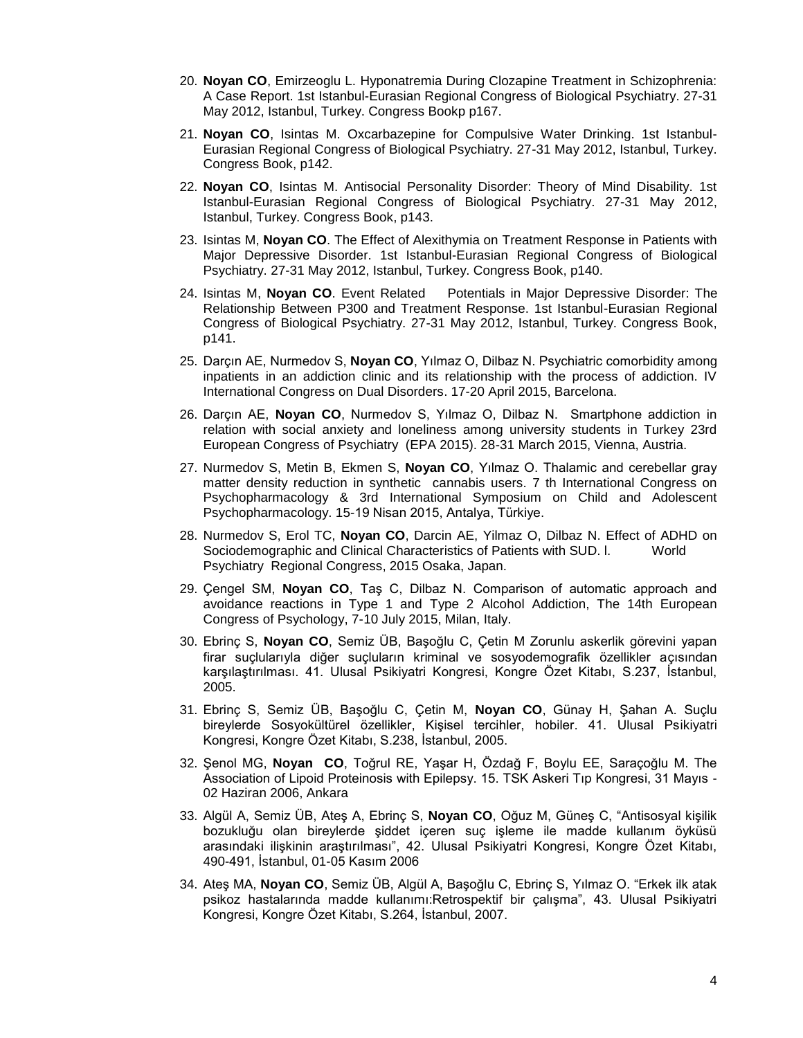20. **Noyan CO**, Emirzeoglu L. Hyponatremia During Clozapine Treatment in Schizophrenia: A Case Report. 1st Istanbul-Eurasian Regional Congress of Biological Psychiatry. 27-31 May 2012, Istanbul, Turkey. Congress Bookp p167.
21. **Noyan CO**, Isintas M. Oxcarbazepine for Compulsive Water Drinking. 1st Istanbul-Eurasian Regional Congress of Biological Psychiatry. 27-31 May 2012, Istanbul, Turkey. Congress Book, p142.
22. **Noyan CO**, Isintas M. Antisocial Personality Disorder: Theory of Mind Disability. 1st Istanbul-Eurasian Regional Congress of Biological Psychiatry. 27-31 May 2012, Istanbul, Turkey. Congress Book, p143.
23. Isintas M, **Noyan CO**. The Effect of Alexithymia on Treatment Response in Patients with Major Depressive Disorder. 1st Istanbul-Eurasian Regional Congress of Biological Psychiatry. 27-31 May 2012, Istanbul, Turkey. Congress Book, p140.
24. Isintas M, **Noyan CO**. Event Related Potentials in Major Depressive Disorder: The Relationship Between P300 and Treatment Response. 1st Istanbul-Eurasian Regional Congress of Biological Psychiatry. 27-31 May 2012, Istanbul, Turkey. Congress Book, p141.
25. Darçın AE, Nurmedov S, **Noyan CO**, Yılmaz O, Dilbaz N. Psychiatric comorbidity among inpatients in an addiction clinic and its relationship with the process of addiction. IV International Congress on Dual Disorders. 17-20 April 2015, Barcelona.
26. Darçın AE, **Noyan CO**, Nurmedov S, Yılmaz O, Dilbaz N. Smartphone addiction in relation with social anxiety and loneliness among university students in Turkey 23rd European Congress of Psychiatry (EPA 2015). 28-31 March 2015, Vienna, Austria.
27. Nurmedov S, Metin B, Ekmen S, **Noyan CO**, Yılmaz O. Thalamic and cerebellar gray matter density reduction in synthetic cannabis users. 7 th International Congress on Psychopharmacology & 3rd International Symposium on Child and Adolescent Psychopharmacology. 15-19 Nisan 2015, Antalya, Türkiye.
28. Nurmedov S, Erol TC, **Noyan CO**, Darcin AE, Yilmaz O, Dilbaz N. Effect of ADHD on Sociodemographic and Clinical Characteristics of Patients with SUD. I. World Psychiatry Regional Congress, 2015 Osaka, Japan.
29. Çengel SM, **Noyan CO**, Taş C, Dilbaz N. Comparison of automatic approach and avoidance reactions in Type 1 and Type 2 Alcohol Addiction, The 14th European Congress of Psychology, 7-10 July 2015, Milan, Italy.
30. Ebrinç S, **Noyan CO**, Semiz ÜB, Başoğlu C, Çetin M Zorunlu askerlik görevini yapan firar suçlularıyla diğer suçluların kriminal ve sosyodemografik özellikler açısından karşılaştırılması. 41. Ulusal Psikiyatri Kongresi, Kongre Özet Kitabı, S.237, İstanbul, 2005.
31. Ebrinç S, Semiz ÜB, Başoğlu C, Çetin M, **Noyan CO**, Günay H, Şahan A. Suçlu bireylerde Sosyokültürel özellikler, Kişisel tercihler, hobiler. 41. Ulusal Psikiyatri Kongresi, Kongre Özet Kitabı, S.238, İstanbul, 2005.
32. Şenol MG, **Noyan CO**, Toğrul RE, Yaşar H, Özdağ F, Boylu EE, Saraçoğlu M. The Association of Lipoid Proteinosis with Epilepsy. 15. TSK Askeri Tıp Kongresi, 31 Mayıs - 02 Haziran 2006, Ankara
33. Algül A, Semiz ÜB, Ateş A, Ebrinç S, **Noyan CO**, Oğuz M, Güneş C, "Antisosyal kişilik bozukluğu olan bireylerde şiddet içeren suç işleme ile madde kullanım öyküsü arasındaki ilişkinin araştırılması", 42. Ulusal Psikiyatri Kongresi, Kongre Özet Kitabı, 490-491, İstanbul, 01-05 Kasım 2006
34. Ateş MA, **Noyan CO**, Semiz ÜB, Algül A, Başoğlu C, Ebrinç S, Yılmaz O. "Erkek ilk atak psikoz hastalarında madde kullanımı:Retrospektif bir çalışma", 43. Ulusal Psikiyatri Kongresi, Kongre Özet Kitabı, S.264, İstanbul, 2007.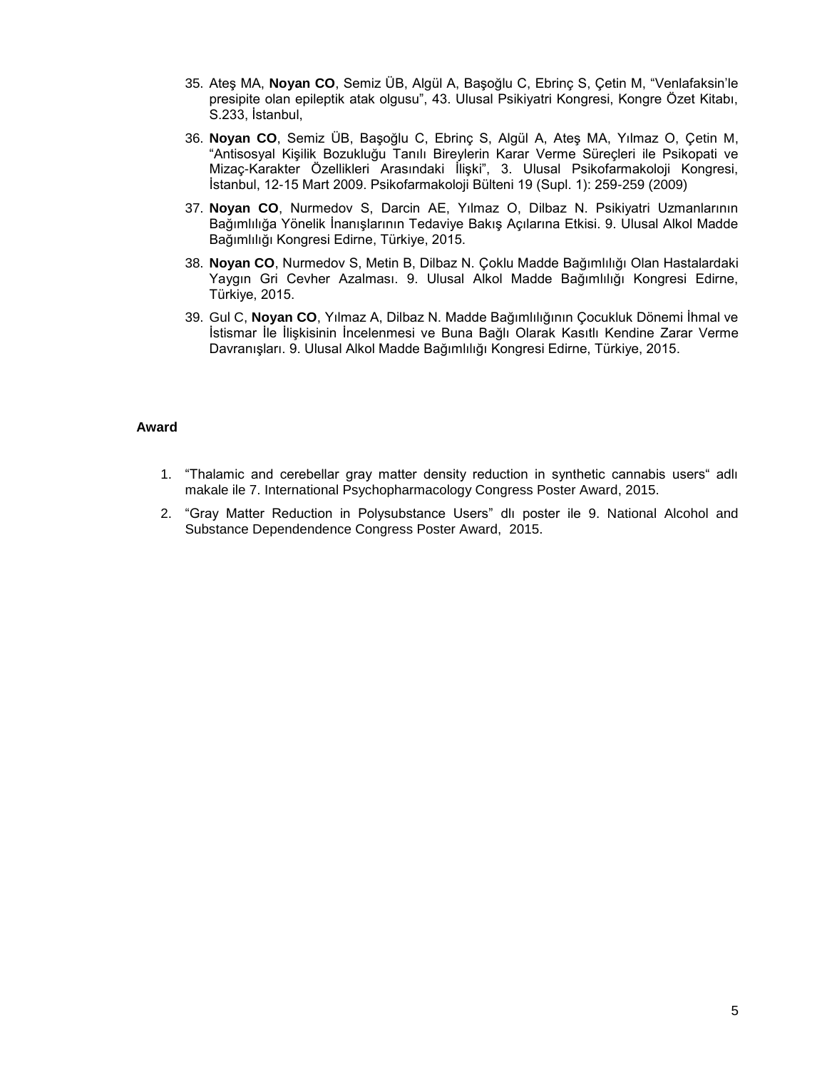35. Ateş MA, **Noyan CO**, Semiz ÜB, Algül A, Başoğlu C, Ebrinç S, Çetin M, "Venlafaksin'le presipite olan epileptik atak olgusu", 43. Ulusal Psikiyatri Kongresi, Kongre Özet Kitabı, S.233, İstanbul,
36. **Noyan CO**, Semiz ÜB, Başoğlu C, Ebrinç S, Algül A, Ateş MA, Yılmaz O, Çetin M, "Antisosyal Kişilik Bozukluğu Tanılı Bireylerin Karar Verme Süreçleri ile Psikopati ve Mizaç-Karakter Özellikleri Arasındaki İlişki", 3. Ulusal Psikofarmakoloji Kongresi, İstanbul, 12-15 Mart 2009. Psikofarmakoloji Bülteni 19 (Supl. 1): 259-259 (2009)
37. **Noyan CO**, Nurmedov S, Darcin AE, Yılmaz O, Dilbaz N. Psikiyatri Uzmanlarının Bağımlılığa Yönelik İnanışlarının Tedaviye Bakış Açılarına Etkisi. 9. Ulusal Alkol Madde Bağımlılığı Kongresi Edirne, Türkiye, 2015.
38. **Noyan CO**, Nurmedov S, Metin B, Dilbaz N. Çoklu Madde Bağımlılığı Olan Hastalardaki Yaygın Gri Cevher Azalması. 9. Ulusal Alkol Madde Bağımlılığı Kongresi Edirne, Türkiye, 2015.
39. Gul C, **Noyan CO**, Yılmaz A, Dilbaz N. Madde Bağımlılığının Çocukluk Dönemi İhmal ve İstismar İle İlişkisinin İncelenmesi ve Buna Bağlı Olarak Kasıtlı Kendine Zarar Verme Davranışları. 9. Ulusal Alkol Madde Bağımlılığı Kongresi Edirne, Türkiye, 2015.

**Award**

1. "Thalamic and cerebellar gray matter density reduction in synthetic cannabis users" adlı makale ile 7. International Psychopharmacology Congress Poster Award, 2015.
2. "Gray Matter Reduction in Polysubstance Users" dlı poster ile 9. National Alcohol and Substance Dependendence Congress Poster Award, 2015.